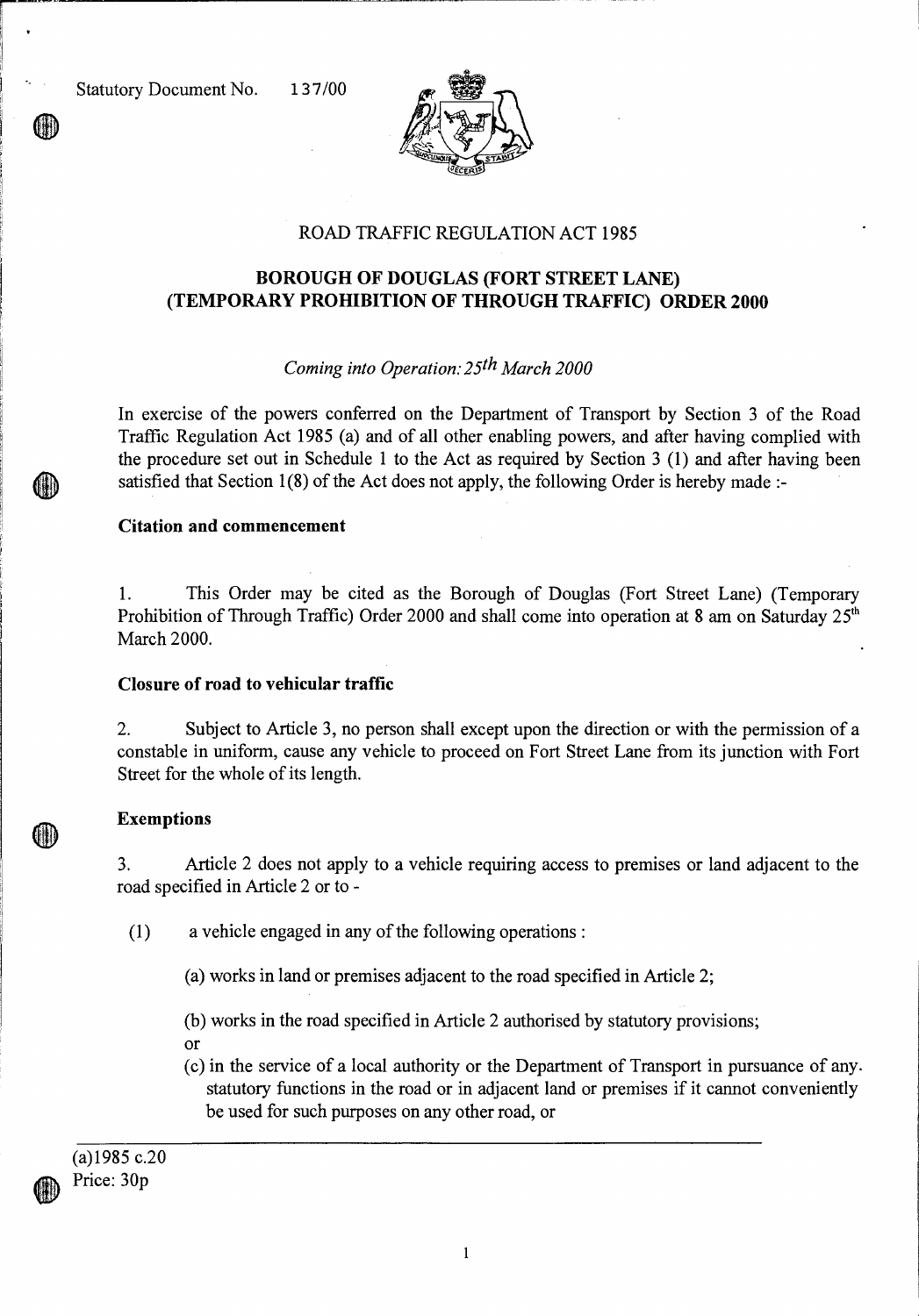Statutory Document No. 137/00

ROAD TRAFFIC REGULATION ACT 1985

# BOROUGH OF DOUGLAS (FORT STREET LANE) (TEMPORARY PROHIBITION OF THROUGH TRAFFIC) ORDER 2000

*Coming into Operation: 25th March 2000*

In exercise of the powers conferred on the Department of Transport by Section 3 of the Road Traffic Regulation Act 1985 (a) and of all other enabling powers, and after having complied with the procedure set out in Schedule 1 to the Act as required by Section 3 (1) and after having been satisfied that Section 1(8) of the Act does not apply, the following Order is hereby made :-

### Citation and commencement

1. This Order may be cited as the Borough of Douglas (Fort Street Lane) (Temporary Prohibition of Through Traffic) Order 2000 and shall come into operation at 8 am on Saturday 25th March 2000.

### Closure of road to vehicular traffic

2. Subject to Article 3, no person shall except upon the direction or with the permission of a constable in uniform, cause any vehicle to proceed on Fort Street Lane from its junction with Fort Street for the whole of its length.

### Exemptions

3. Article 2 does not apply to a vehicle requiring access to premises or land adjacent to the road specified in Article 2 or to -

(1) a vehicle engaged in any of the following operations :

(a) works in land or premises adjacent to the road specified in Article 2;

(b) works in the road specified in Article 2 authorised by statutory provisions; or

(c) in the service of a local authority or the Department of Transport in pursuance of any statutory functions in the road or in adjacent land or premises if it cannot conveniently be used for such purposes on any other road, or

---

(a)1985 c.20

Price: 30p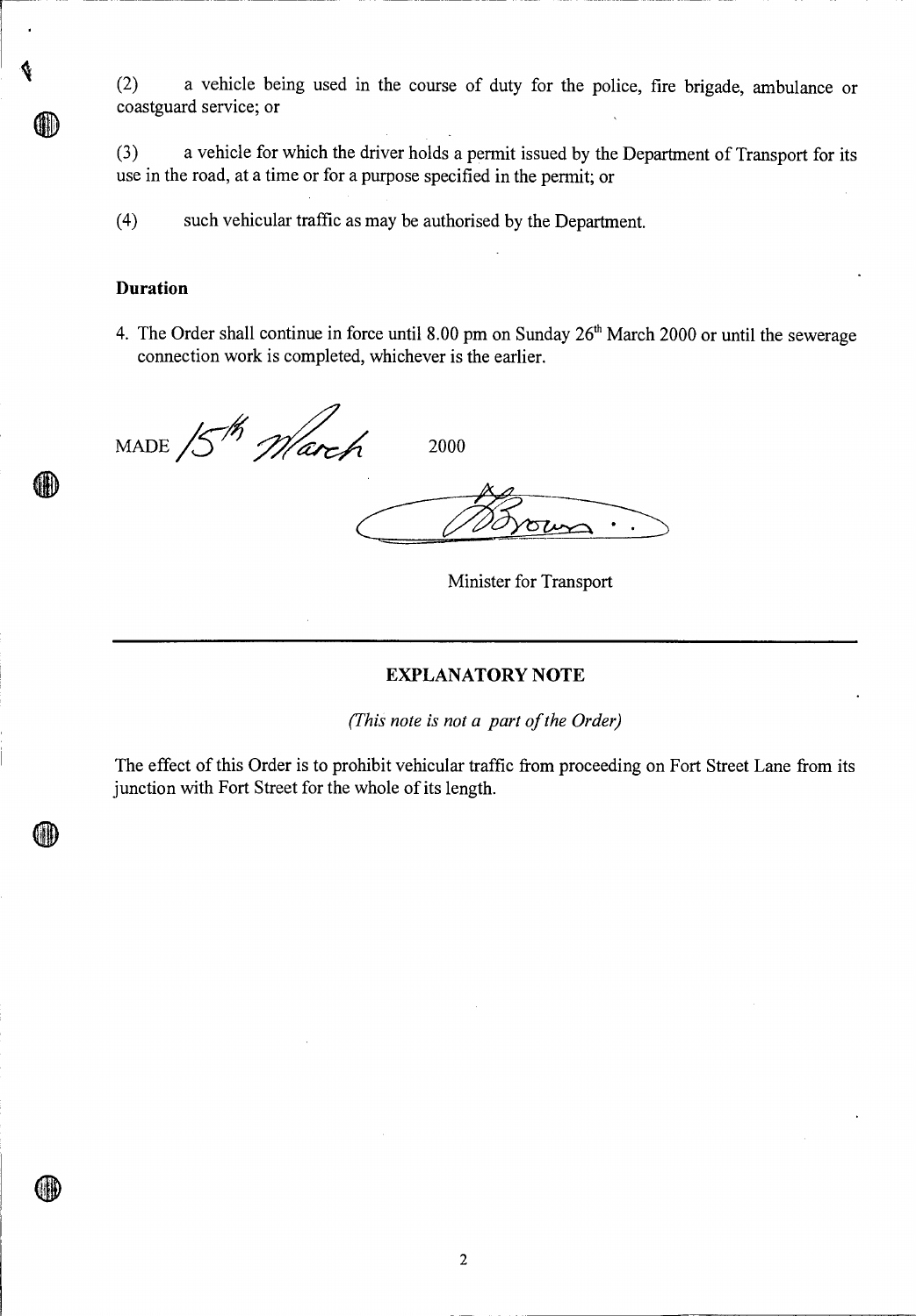(2) a vehicle being used in the course of duty for the police, fire brigade, ambulance or coastguard service; or

(3) a vehicle for which the driver holds a permit issued by the Department of Transport for its use in the road, at a time or for a purpose specified in the permit; or

(4) such vehicular traffic as may be authorised by the Department.

**Duration**

4. The Order shall continue in force until 8.00 pm on Sunday 26th March 2000 or until the sewerage connection work is completed, whichever is the earlier.

MADE 15th March 2000

Minister for Transport

---

**EXPLANATORY NOTE**

*(This note is not a part of the Order)*

The effect of this Order is to prohibit vehicular traffic from proceeding on Fort Street Lane from its junction with Fort Street for the whole of its length.